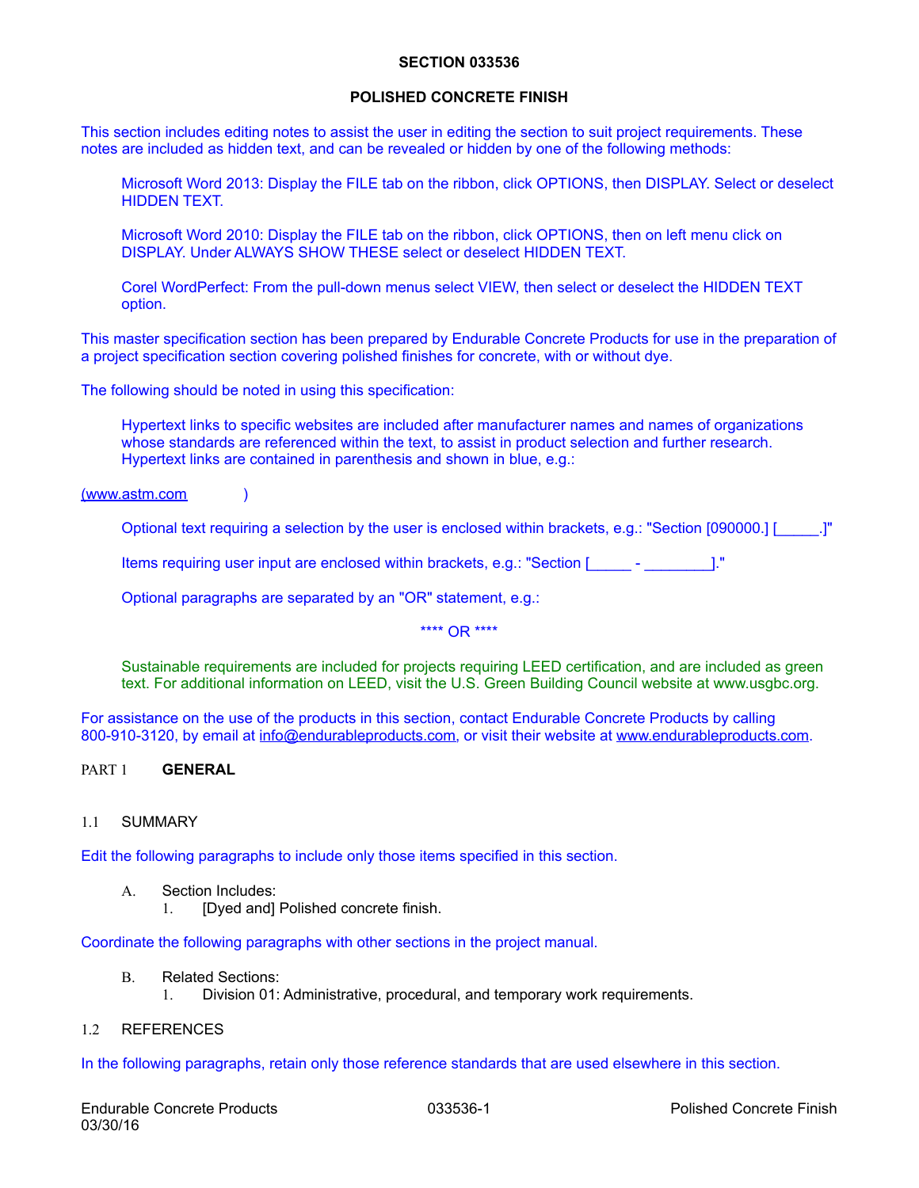**SECTION 033536**

**POLISHED CONCRETE FINISH**

This section includes editing notes to assist the user in editing the section to suit project requirements. These notes are included as hidden text, and can be revealed or hidden by one of the following methods:

> Microsoft Word 2013: Display the FILE tab on the ribbon, click OPTIONS, then DISPLAY. Select or deselect HIDDEN TEXT.
>
> Microsoft Word 2010: Display the FILE tab on the ribbon, click OPTIONS, then on left menu click on DISPLAY. Under ALWAYS SHOW THESE select or deselect HIDDEN TEXT.
>
> Corel WordPerfect: From the pull-down menus select VIEW, then select or deselect the HIDDEN TEXT option.

This master specification section has been prepared by Endurable Concrete Products for use in the preparation of a project specification section covering polished finishes for concrete, with or without dye.

The following should be noted in using this specification:

> Hypertext links to specific websites are included after manufacturer names and names of organizations whose standards are referenced within the text, to assist in product selection and further research. Hypertext links are contained in parenthesis and shown in blue, e.g.:

(www.astm.com )

> Optional text requiring a selection by the user is enclosed within brackets, e.g.: "Section [090000.] [_____.]"
>
> Items requiring user input are enclosed within brackets, e.g.: "Section [_____ - ________]."
>
> Optional paragraphs are separated by an "OR" statement, e.g.:

**** OR ****

> Sustainable requirements are included for projects requiring LEED certification, and are included as green text. For additional information on LEED, visit the U.S. Green Building Council website at www.usgbc.org.

For assistance on the use of the products in this section, contact Endurable Concrete Products by calling 800-910-3120, by email at info@endurableproducts.com, or visit their website at www.endurableproducts.com.

## PART 1 GENERAL

### 1.1 SUMMARY

Edit the following paragraphs to include only those items specified in this section.

A. Section Includes:
   1. [Dyed and] Polished concrete finish.

Coordinate the following paragraphs with other sections in the project manual.

B. Related Sections:
   1. Division 01: Administrative, procedural, and temporary work requirements.

### 1.2 REFERENCES

In the following paragraphs, retain only those reference standards that are used elsewhere in this section.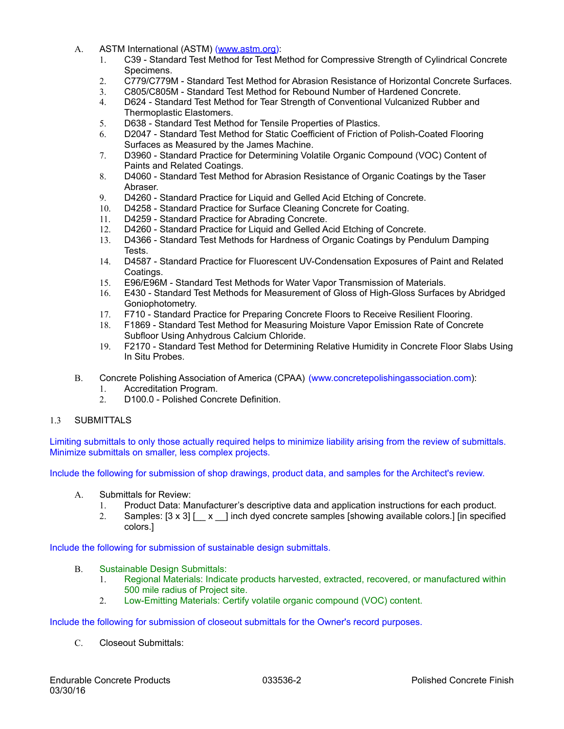A. ASTM International (ASTM) (www.astm.org):
   1. C39 - Standard Test Method for Test Method for Compressive Strength of Cylindrical Concrete Specimens.
   2. C779/C779M - Standard Test Method for Abrasion Resistance of Horizontal Concrete Surfaces.
   3. C805/C805M - Standard Test Method for Rebound Number of Hardened Concrete.
   4. D624 - Standard Test Method for Tear Strength of Conventional Vulcanized Rubber and Thermoplastic Elastomers.
   5. D638 - Standard Test Method for Tensile Properties of Plastics.
   6. D2047 - Standard Test Method for Static Coefficient of Friction of Polish-Coated Flooring Surfaces as Measured by the James Machine.
   7. D3960 - Standard Practice for Determining Volatile Organic Compound (VOC) Content of Paints and Related Coatings.
   8. D4060 - Standard Test Method for Abrasion Resistance of Organic Coatings by the Taser Abraser.
   9. D4260 - Standard Practice for Liquid and Gelled Acid Etching of Concrete.
   10. D4258 - Standard Practice for Surface Cleaning Concrete for Coating.
   11. D4259 - Standard Practice for Abrading Concrete.
   12. D4260 - Standard Practice for Liquid and Gelled Acid Etching of Concrete.
   13. D4366 - Standard Test Methods for Hardness of Organic Coatings by Pendulum Damping Tests.
   14. D4587 - Standard Practice for Fluorescent UV-Condensation Exposures of Paint and Related Coatings.
   15. E96/E96M - Standard Test Methods for Water Vapor Transmission of Materials.
   16. E430 - Standard Test Methods for Measurement of Gloss of High-Gloss Surfaces by Abridged Goniophotometry.
   17. F710 - Standard Practice for Preparing Concrete Floors to Receive Resilient Flooring.
   18. F1869 - Standard Test Method for Measuring Moisture Vapor Emission Rate of Concrete Subfloor Using Anhydrous Calcium Chloride.
   19. F2170 - Standard Test Method for Determining Relative Humidity in Concrete Floor Slabs Using In Situ Probes.

B. Concrete Polishing Association of America (CPAA) (www.concretepolishingassociation.com):
   1. Accreditation Program.
   2. D100.0 - Polished Concrete Definition.

1.3 SUBMITTALS

Limiting submittals to only those actually required helps to minimize liability arising from the review of submittals. Minimize submittals on smaller, less complex projects.

Include the following for submission of shop drawings, product data, and samples for the Architect's review.

A. Submittals for Review:
   1. Product Data: Manufacturer's descriptive data and application instructions for each product.
   2. Samples: [3 x 3] [__ x __] inch dyed concrete samples [showing available colors.] [in specified colors.]

Include the following for submission of sustainable design submittals.

B. Sustainable Design Submittals:
   1. Regional Materials: Indicate products harvested, extracted, recovered, or manufactured within 500 mile radius of Project site.
   2. Low-Emitting Materials: Certify volatile organic compound (VOC) content.

Include the following for submission of closeout submittals for the Owner's record purposes.

C. Closeout Submittals: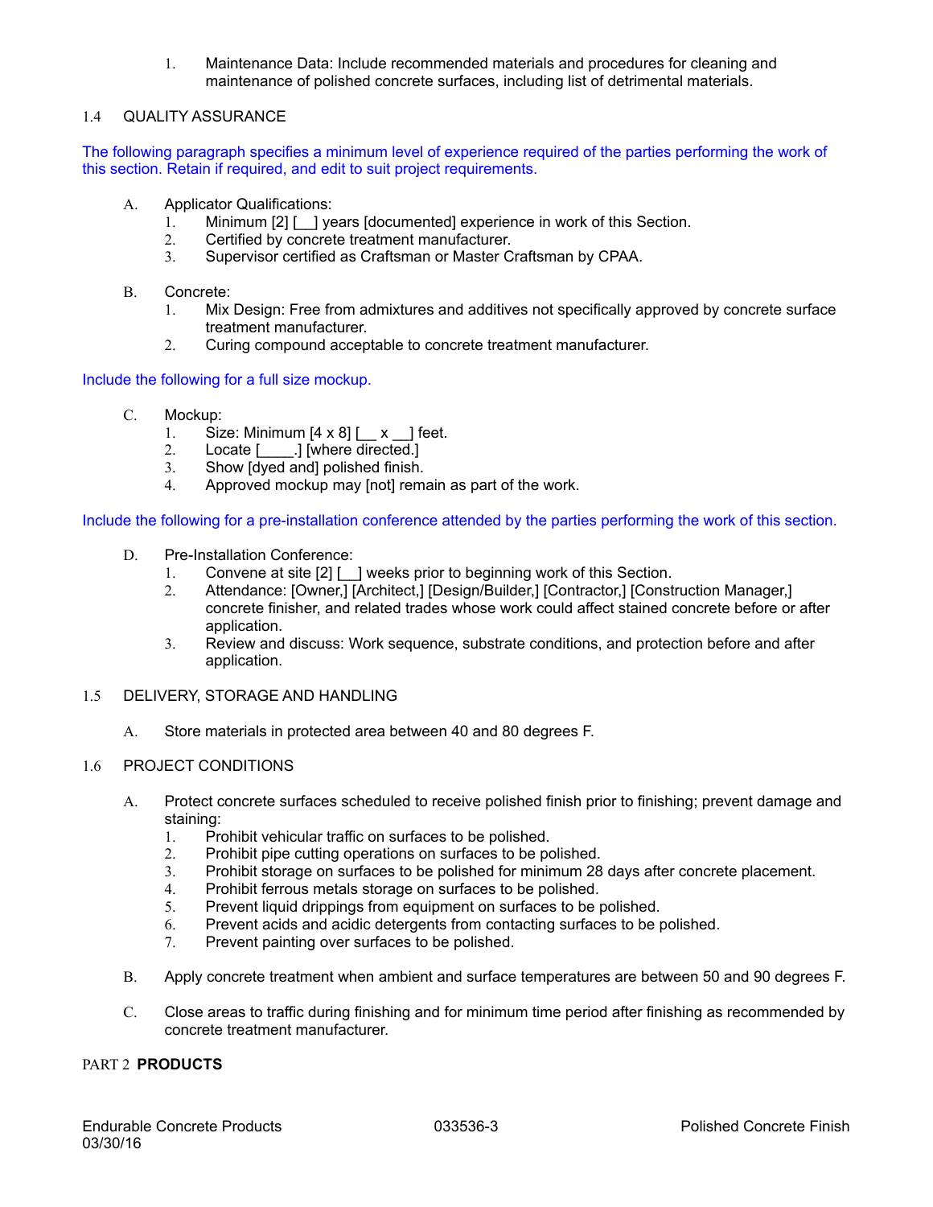1. Maintenance Data: Include recommended materials and procedures for cleaning and maintenance of polished concrete surfaces, including list of detrimental materials.

## 1.4 QUALITY ASSURANCE

The following paragraph specifies a minimum level of experience required of the parties performing the work of this section. Retain if required, and edit to suit project requirements.

A. Applicator Qualifications:
   1. Minimum [2] [__] years [documented] experience in work of this Section.
   2. Certified by concrete treatment manufacturer.
   3. Supervisor certified as Craftsman or Master Craftsman by CPAA.

B. Concrete:
   1. Mix Design: Free from admixtures and additives not specifically approved by concrete surface treatment manufacturer.
   2. Curing compound acceptable to concrete treatment manufacturer.

Include the following for a full size mockup.

C. Mockup:
   1. Size: Minimum [4 x 8] [__ x __] feet.
   2. Locate [____.] [where directed.]
   3. Show [dyed and] polished finish.
   4. Approved mockup may [not] remain as part of the work.

Include the following for a pre-installation conference attended by the parties performing the work of this section.

D. Pre-Installation Conference:
   1. Convene at site [2] [__] weeks prior to beginning work of this Section.
   2. Attendance: [Owner,] [Architect,] [Design/Builder,] [Contractor,] [Construction Manager,] concrete finisher, and related trades whose work could affect stained concrete before or after application.
   3. Review and discuss: Work sequence, substrate conditions, and protection before and after application.

## 1.5 DELIVERY, STORAGE AND HANDLING

A. Store materials in protected area between 40 and 80 degrees F.

## 1.6 PROJECT CONDITIONS

A. Protect concrete surfaces scheduled to receive polished finish prior to finishing; prevent damage and staining:
   1. Prohibit vehicular traffic on surfaces to be polished.
   2. Prohibit pipe cutting operations on surfaces to be polished.
   3. Prohibit storage on surfaces to be polished for minimum 28 days after concrete placement.
   4. Prohibit ferrous metals storage on surfaces to be polished.
   5. Prevent liquid drippings from equipment on surfaces to be polished.
   6. Prevent acids and acidic detergents from contacting surfaces to be polished.
   7. Prevent painting over surfaces to be polished.

B. Apply concrete treatment when ambient and surface temperatures are between 50 and 90 degrees F.

C. Close areas to traffic during finishing and for minimum time period after finishing as recommended by concrete treatment manufacturer.

# PART 2 PRODUCTS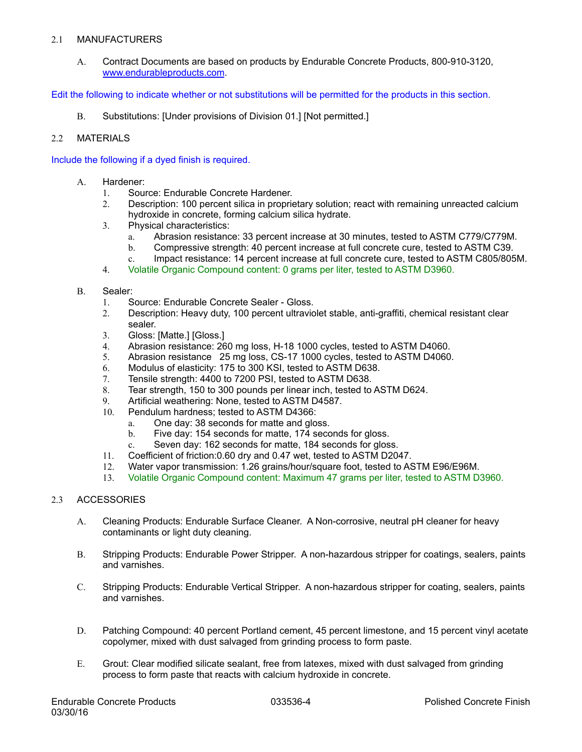## 2.1 MANUFACTURERS

A. Contract Documents are based on products by Endurable Concrete Products, 800-910-3120, www.endurableproducts.com.

Edit the following to indicate whether or not substitutions will be permitted for the products in this section.

B. Substitutions: [Under provisions of Division 01.] [Not permitted.]

## 2.2 MATERIALS

Include the following if a dyed finish is required.

A. Hardener:
   1. Source: Endurable Concrete Hardener.
   2. Description: 100 percent silica in proprietary solution; react with remaining unreacted calcium hydroxide in concrete, forming calcium silica hydrate.
   3. Physical characteristics:
      a. Abrasion resistance: 33 percent increase at 30 minutes, tested to ASTM C779/C779M.
      b. Compressive strength: 40 percent increase at full concrete cure, tested to ASTM C39.
      c. Impact resistance: 14 percent increase at full concrete cure, tested to ASTM C805/805M.
   4. Volatile Organic Compound content: 0 grams per liter, tested to ASTM D3960.

B. Sealer:
   1. Source: Endurable Concrete Sealer - Gloss.
   2. Description: Heavy duty, 100 percent ultraviolet stable, anti-graffiti, chemical resistant clear sealer.
   3. Gloss: [Matte.] [Gloss.]
   4. Abrasion resistance: 260 mg loss, H-18 1000 cycles, tested to ASTM D4060.
   5. Abrasion resistance 25 mg loss, CS-17 1000 cycles, tested to ASTM D4060.
   6. Modulus of elasticity: 175 to 300 KSI, tested to ASTM D638.
   7. Tensile strength: 4400 to 7200 PSI, tested to ASTM D638.
   8. Tear strength, 150 to 300 pounds per linear inch, tested to ASTM D624.
   9. Artificial weathering: None, tested to ASTM D4587.
   10. Pendulum hardness; tested to ASTM D4366:
       a. One day: 38 seconds for matte and gloss.
       b. Five day: 154 seconds for matte, 174 seconds for gloss.
       c. Seven day: 162 seconds for matte, 184 seconds for gloss.
   11. Coefficient of friction:0.60 dry and 0.47 wet, tested to ASTM D2047.
   12. Water vapor transmission: 1.26 grains/hour/square foot, tested to ASTM E96/E96M.
   13. Volatile Organic Compound content: Maximum 47 grams per liter, tested to ASTM D3960.

## 2.3 ACCESSORIES

A. Cleaning Products: Endurable Surface Cleaner. A Non-corrosive, neutral pH cleaner for heavy contaminants or light duty cleaning.

B. Stripping Products: Endurable Power Stripper. A non-hazardous stripper for coatings, sealers, paints and varnishes.

C. Stripping Products: Endurable Vertical Stripper. A non-hazardous stripper for coating, sealers, paints and varnishes.

D. Patching Compound: 40 percent Portland cement, 45 percent limestone, and 15 percent vinyl acetate copolymer, mixed with dust salvaged from grinding process to form paste.

E. Grout: Clear modified silicate sealant, free from latexes, mixed with dust salvaged from grinding process to form paste that reacts with calcium hydroxide in concrete.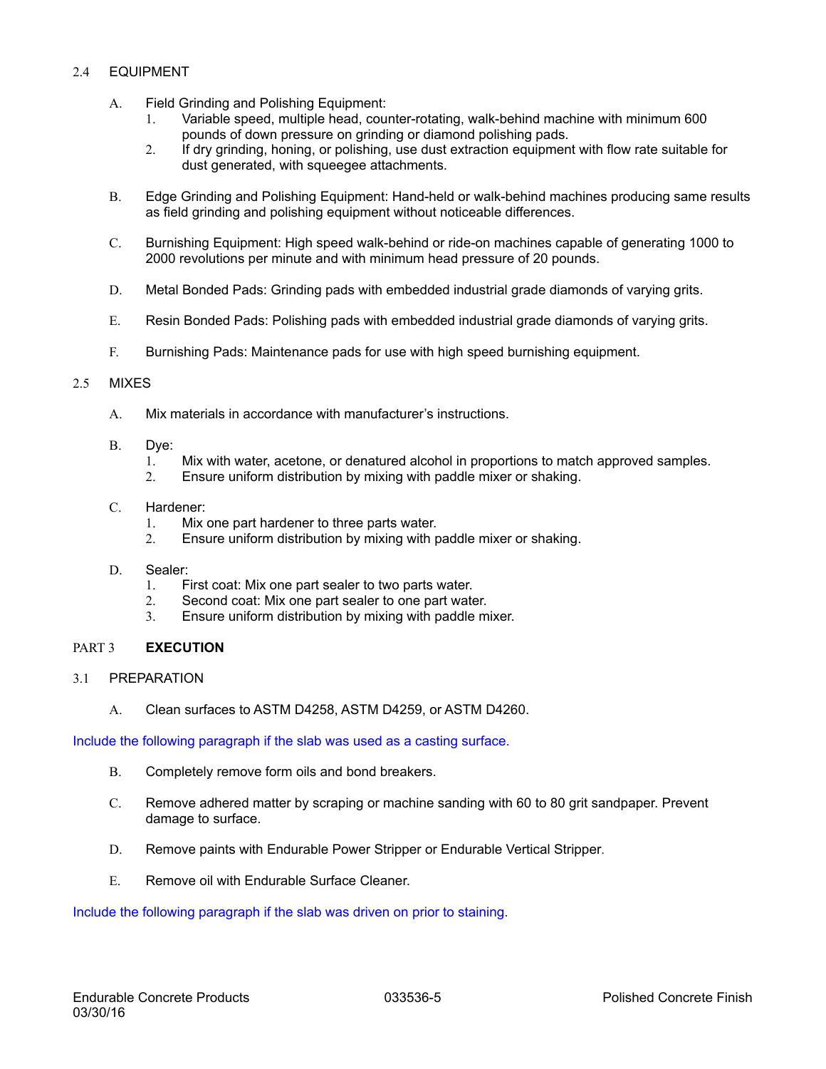## 2.4 EQUIPMENT

A. Field Grinding and Polishing Equipment:
   1. Variable speed, multiple head, counter-rotating, walk-behind machine with minimum 600 pounds of down pressure on grinding or diamond polishing pads.
   2. If dry grinding, honing, or polishing, use dust extraction equipment with flow rate suitable for dust generated, with squeegee attachments.

B. Edge Grinding and Polishing Equipment: Hand-held or walk-behind machines producing same results as field grinding and polishing equipment without noticeable differences.

C. Burnishing Equipment: High speed walk-behind or ride-on machines capable of generating 1000 to 2000 revolutions per minute and with minimum head pressure of 20 pounds.

D. Metal Bonded Pads: Grinding pads with embedded industrial grade diamonds of varying grits.

E. Resin Bonded Pads: Polishing pads with embedded industrial grade diamonds of varying grits.

F. Burnishing Pads: Maintenance pads for use with high speed burnishing equipment.

## 2.5 MIXES

A. Mix materials in accordance with manufacturer's instructions.

B. Dye:
   1. Mix with water, acetone, or denatured alcohol in proportions to match approved samples.
   2. Ensure uniform distribution by mixing with paddle mixer or shaking.

C. Hardener:
   1. Mix one part hardener to three parts water.
   2. Ensure uniform distribution by mixing with paddle mixer or shaking.

D. Sealer:
   1. First coat: Mix one part sealer to two parts water.
   2. Second coat: Mix one part sealer to one part water.
   3. Ensure uniform distribution by mixing with paddle mixer.

# PART 3 **EXECUTION**

## 3.1 PREPARATION

A. Clean surfaces to ASTM D4258, ASTM D4259, or ASTM D4260.

Include the following paragraph if the slab was used as a casting surface.

B. Completely remove form oils and bond breakers.

C. Remove adhered matter by scraping or machine sanding with 60 to 80 grit sandpaper. Prevent damage to surface.

D. Remove paints with Endurable Power Stripper or Endurable Vertical Stripper.

E. Remove oil with Endurable Surface Cleaner.

Include the following paragraph if the slab was driven on prior to staining.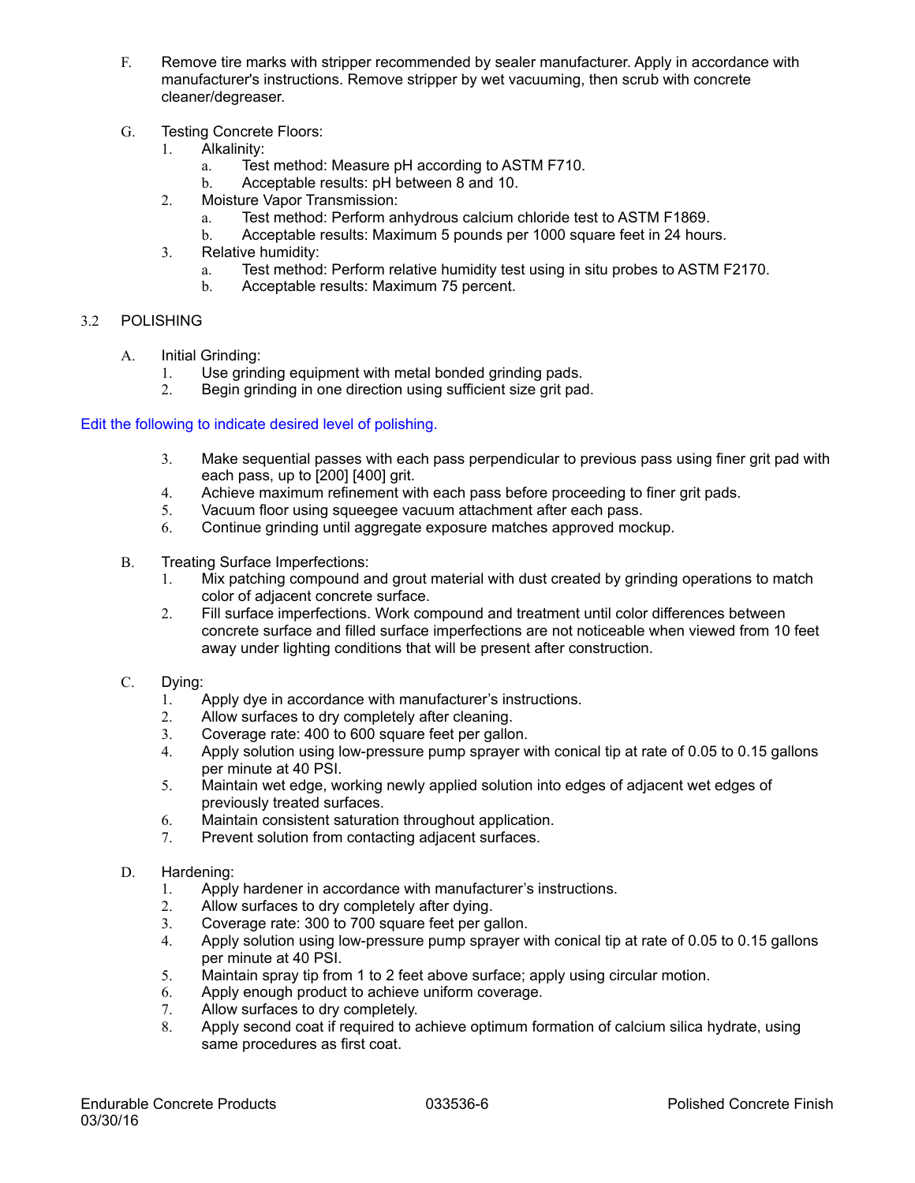F. Remove tire marks with stripper recommended by sealer manufacturer. Apply in accordance with manufacturer's instructions. Remove stripper by wet vacuuming, then scrub with concrete cleaner/degreaser.

G. Testing Concrete Floors:
   1. Alkalinity:
      a. Test method: Measure pH according to ASTM F710.
      b. Acceptable results: pH between 8 and 10.
   2. Moisture Vapor Transmission:
      a. Test method: Perform anhydrous calcium chloride test to ASTM F1869.
      b. Acceptable results: Maximum 5 pounds per 1000 square feet in 24 hours.
   3. Relative humidity:
      a. Test method: Perform relative humidity test using in situ probes to ASTM F2170.
      b. Acceptable results: Maximum 75 percent.

## 3.2 POLISHING

A. Initial Grinding:
   1. Use grinding equipment with metal bonded grinding pads.
   2. Begin grinding in one direction using sufficient size grit pad.

Edit the following to indicate desired level of polishing.

   3. Make sequential passes with each pass perpendicular to previous pass using finer grit pad with each pass, up to [200] [400] grit.
   4. Achieve maximum refinement with each pass before proceeding to finer grit pads.
   5. Vacuum floor using squeegee vacuum attachment after each pass.
   6. Continue grinding until aggregate exposure matches approved mockup.

B. Treating Surface Imperfections:
   1. Mix patching compound and grout material with dust created by grinding operations to match color of adjacent concrete surface.
   2. Fill surface imperfections. Work compound and treatment until color differences between concrete surface and filled surface imperfections are not noticeable when viewed from 10 feet away under lighting conditions that will be present after construction.

C. Dying:
   1. Apply dye in accordance with manufacturer's instructions.
   2. Allow surfaces to dry completely after cleaning.
   3. Coverage rate: 400 to 600 square feet per gallon.
   4. Apply solution using low-pressure pump sprayer with conical tip at rate of 0.05 to 0.15 gallons per minute at 40 PSI.
   5. Maintain wet edge, working newly applied solution into edges of adjacent wet edges of previously treated surfaces.
   6. Maintain consistent saturation throughout application.
   7. Prevent solution from contacting adjacent surfaces.

D. Hardening:
   1. Apply hardener in accordance with manufacturer's instructions.
   2. Allow surfaces to dry completely after dying.
   3. Coverage rate: 300 to 700 square feet per gallon.
   4. Apply solution using low-pressure pump sprayer with conical tip at rate of 0.05 to 0.15 gallons per minute at 40 PSI.
   5. Maintain spray tip from 1 to 2 feet above surface; apply using circular motion.
   6. Apply enough product to achieve uniform coverage.
   7. Allow surfaces to dry completely.
   8. Apply second coat if required to achieve optimum formation of calcium silica hydrate, using same procedures as first coat.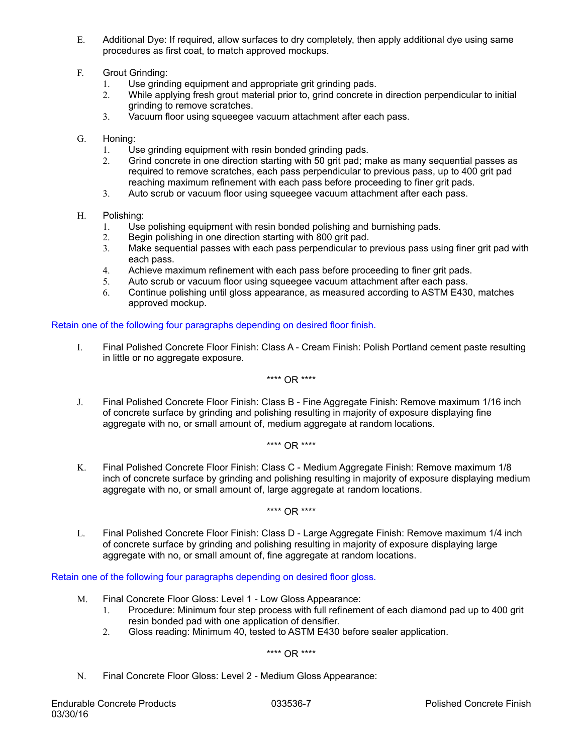E. Additional Dye: If required, allow surfaces to dry completely, then apply additional dye using same procedures as first coat, to match approved mockups.

F. Grout Grinding:
   1. Use grinding equipment and appropriate grit grinding pads.
   2. While applying fresh grout material prior to, grind concrete in direction perpendicular to initial grinding to remove scratches.
   3. Vacuum floor using squeegee vacuum attachment after each pass.

G. Honing:
   1. Use grinding equipment with resin bonded grinding pads.
   2. Grind concrete in one direction starting with 50 grit pad; make as many sequential passes as required to remove scratches, each pass perpendicular to previous pass, up to 400 grit pad reaching maximum refinement with each pass before proceeding to finer grit pads.
   3. Auto scrub or vacuum floor using squeegee vacuum attachment after each pass.

H. Polishing:
   1. Use polishing equipment with resin bonded polishing and burnishing pads.
   2. Begin polishing in one direction starting with 800 grit pad.
   3. Make sequential passes with each pass perpendicular to previous pass using finer grit pad with each pass.
   4. Achieve maximum refinement with each pass before proceeding to finer grit pads.
   5. Auto scrub or vacuum floor using squeegee vacuum attachment after each pass.
   6. Continue polishing until gloss appearance, as measured according to ASTM E430, matches approved mockup.

Retain one of the following four paragraphs depending on desired floor finish.

I. Final Polished Concrete Floor Finish: Class A - Cream Finish: Polish Portland cement paste resulting in little or no aggregate exposure.

**** OR ****

J. Final Polished Concrete Floor Finish: Class B - Fine Aggregate Finish: Remove maximum 1/16 inch of concrete surface by grinding and polishing resulting in majority of exposure displaying fine aggregate with no, or small amount of, medium aggregate at random locations.

**** OR ****

K. Final Polished Concrete Floor Finish: Class C - Medium Aggregate Finish: Remove maximum 1/8 inch of concrete surface by grinding and polishing resulting in majority of exposure displaying medium aggregate with no, or small amount of, large aggregate at random locations.

**** OR ****

L. Final Polished Concrete Floor Finish: Class D - Large Aggregate Finish: Remove maximum 1/4 inch of concrete surface by grinding and polishing resulting in majority of exposure displaying large aggregate with no, or small amount of, fine aggregate at random locations.

Retain one of the following four paragraphs depending on desired floor gloss.

M. Final Concrete Floor Gloss: Level 1 - Low Gloss Appearance:
   1. Procedure: Minimum four step process with full refinement of each diamond pad up to 400 grit resin bonded pad with one application of densifier.
   2. Gloss reading: Minimum 40, tested to ASTM E430 before sealer application.

**** OR ****

N. Final Concrete Floor Gloss: Level 2 - Medium Gloss Appearance: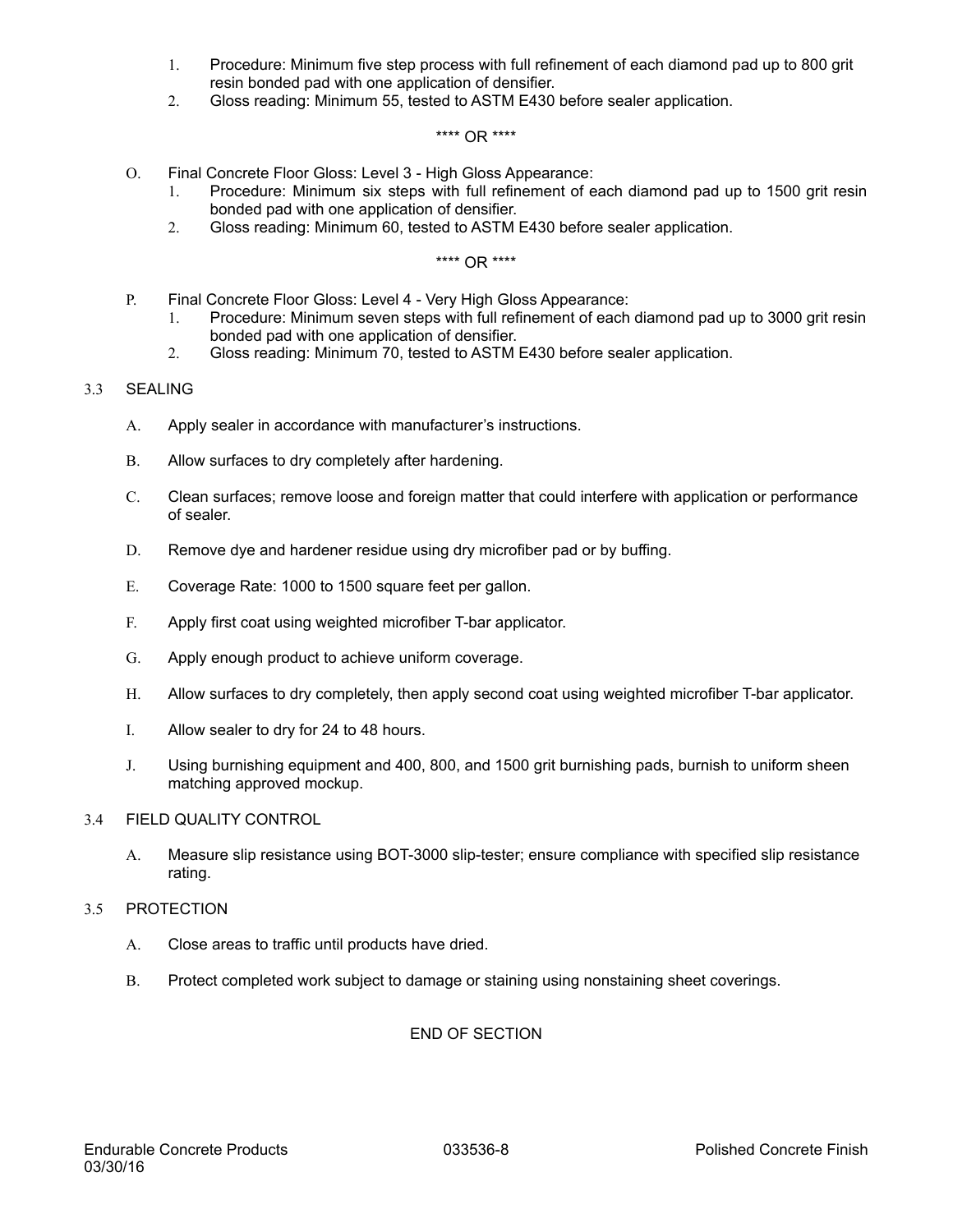1. Procedure: Minimum five step process with full refinement of each diamond pad up to 800 grit resin bonded pad with one application of densifier.
2. Gloss reading: Minimum 55, tested to ASTM E430 before sealer application.

**** OR ****

O. Final Concrete Floor Gloss: Level 3 - High Gloss Appearance:
   1. Procedure: Minimum six steps with full refinement of each diamond pad up to 1500 grit resin bonded pad with one application of densifier.
   2. Gloss reading: Minimum 60, tested to ASTM E430 before sealer application.

**** OR ****

P. Final Concrete Floor Gloss: Level 4 - Very High Gloss Appearance:
   1. Procedure: Minimum seven steps with full refinement of each diamond pad up to 3000 grit resin bonded pad with one application of densifier.
   2. Gloss reading: Minimum 70, tested to ASTM E430 before sealer application.

## 3.3 SEALING

A. Apply sealer in accordance with manufacturer's instructions.

B. Allow surfaces to dry completely after hardening.

C. Clean surfaces; remove loose and foreign matter that could interfere with application or performance of sealer.

D. Remove dye and hardener residue using dry microfiber pad or by buffing.

E. Coverage Rate: 1000 to 1500 square feet per gallon.

F. Apply first coat using weighted microfiber T-bar applicator.

G. Apply enough product to achieve uniform coverage.

H. Allow surfaces to dry completely, then apply second coat using weighted microfiber T-bar applicator.

I. Allow sealer to dry for 24 to 48 hours.

J. Using burnishing equipment and 400, 800, and 1500 grit burnishing pads, burnish to uniform sheen matching approved mockup.

## 3.4 FIELD QUALITY CONTROL

A. Measure slip resistance using BOT-3000 slip-tester; ensure compliance with specified slip resistance rating.

## 3.5 PROTECTION

A. Close areas to traffic until products have dried.

B. Protect completed work subject to damage or staining using nonstaining sheet coverings.

END OF SECTION